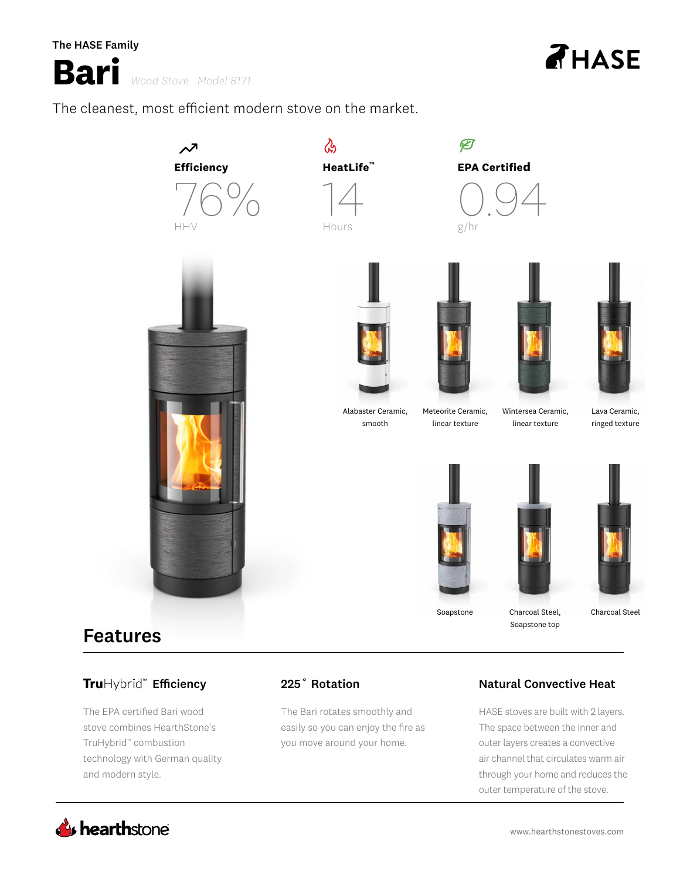The HASE Family

# Bari

*Wood Stove Model 8171*

HASE

The cleanest, most efficient modern stove on the market.

**Efficiency**
76%
HHV

**HeatLife™**
14
Hours

**EPA Certified**
0.94
g/hr

Alabaster Ceramic, smooth

Meteorite Ceramic, linear texture

Wintersea Ceramic, linear texture

Lava Ceramic, ringed texture

Soapstone

Charcoal Steel, Soapstone top

Charcoal Steel

## Features

### TruHybrid™ Efficiency

The EPA certified Bari wood stove combines HearthStone's TruHybrid™ combustion technology with German quality and modern style.

### 225˚ Rotation

The Bari rotates smoothly and easily so you can enjoy the fire as you move around your home.

### Natural Convective Heat

HASE stoves are built with 2 layers. The space between the inner and outer layers creates a convective air channel that circulates warm air through your home and reduces the outer temperature of the stove.

hearthstone

www.hearthstonestoves.com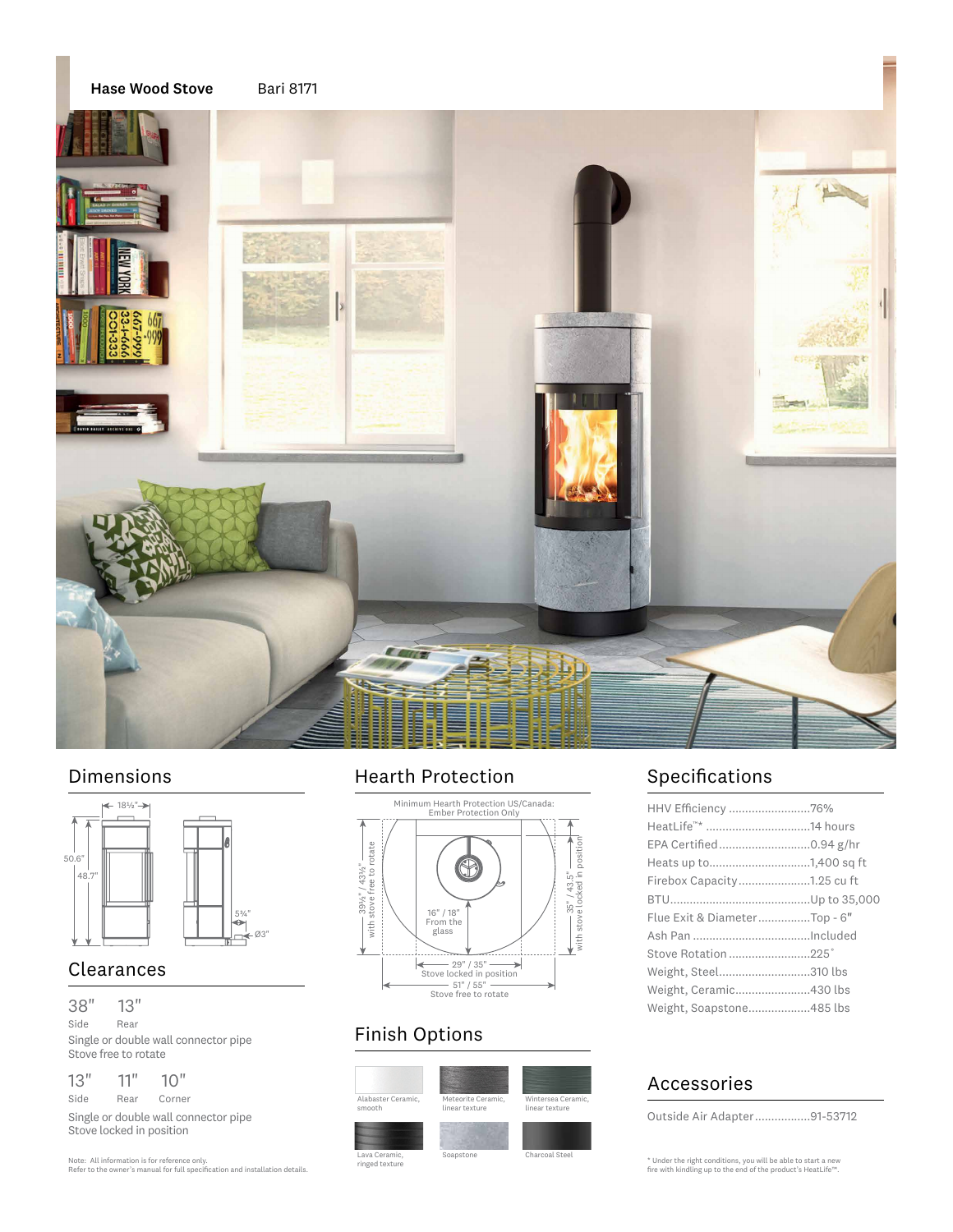**Hase Wood Stove** Bari 8171

## Dimensions

18½"
50.6"
48.7"
5¾"
Ø3"

## Clearances

38" Side
13" Rear

Single or double wall connector pipe
Stove free to rotate

13" Side
11" Rear
10" Corner

Single or double wall connector pipe
Stove locked in position

## Hearth Protection

Minimum Hearth Protection US/Canada:
Ember Protection Only

39½" / 43½" with stove free to rotate
35" / 43.5" with stove locked in position
16" / 18" From the glass
29" / 35" Stove locked in position
51" / 55" Stove free to rotate

## Finish Options

- Alabaster Ceramic, smooth
- Meteorite Ceramic, linear texture
- Wintersea Ceramic, linear texture
- Lava Ceramic, ringed texture
- Soapstone
- Charcoal Steel

## Specifications

| | |
|---|---|
| HHV Efficiency | 76% |
| HeatLife™* | 14 hours |
| EPA Certified | 0.94 g/hr |
| Heats up to | 1,400 sq ft |
| Firebox Capacity | 1.25 cu ft |
| BTU | Up to 35,000 |
| Flue Exit & Diameter | Top - 6" |
| Ash Pan | Included |
| Stove Rotation | 225˚ |
| Weight, Steel | 310 lbs |
| Weight, Ceramic | 430 lbs |
| Weight, Soapstone | 485 lbs |

## Accessories

| | |
|---|---|
| Outside Air Adapter | 91-53712 |

* Under the right conditions, you will be able to start a new fire with kindling up to the end of the product's HeatLife™.

Note: All information is for reference only.
Refer to the owner's manual for full specification and installation details.